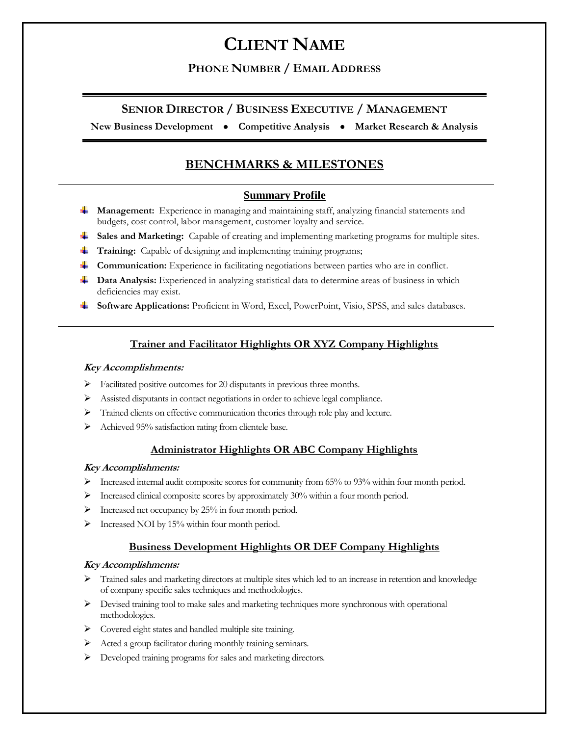# CLIENT NAME

**PHONE NUMBER / EMAIL ADDRESS**

---

## SENIOR DIRECTOR / BUSINESS EXECUTIVE / MANAGEMENT

**New Business Development • Competitive Analysis • Market Research & Analysis**

---

## BENCHMARKS & MILESTONES

---

### Summary Profile

- **Management:** Experience in managing and maintaining staff, analyzing financial statements and budgets, cost control, labor management, customer loyalty and service.
- **Sales and Marketing:** Capable of creating and implementing marketing programs for multiple sites.
- **Training:** Capable of designing and implementing training programs;
- **Communication:** Experience in facilitating negotiations between parties who are in conflict.
- **Data Analysis:** Experienced in analyzing statistical data to determine areas of business in which deficiencies may exist.
- **Software Applications:** Proficient in Word, Excel, PowerPoint, Visio, SPSS, and sales databases.

---

### Trainer and Facilitator Highlights OR XYZ Company Highlights

***Key Accomplishments:***

- Facilitated positive outcomes for 20 disputants in previous three months.
- Assisted disputants in contact negotiations in order to achieve legal compliance.
- Trained clients on effective communication theories through role play and lecture.
- Achieved 95% satisfaction rating from clientele base.

### Administrator Highlights OR ABC Company Highlights

***Key Accomplishments:***

- Increased internal audit composite scores for community from 65% to 93% within four month period.
- Increased clinical composite scores by approximately 30% within a four month period.
- Increased net occupancy by 25% in four month period.
- Increased NOI by 15% within four month period.

### Business Development Highlights OR DEF Company Highlights

***Key Accomplishments:***

- Trained sales and marketing directors at multiple sites which led to an increase in retention and knowledge of company specific sales techniques and methodologies.
- Devised training tool to make sales and marketing techniques more synchronous with operational methodologies.
- Covered eight states and handled multiple site training.
- Acted a group facilitator during monthly training seminars.
- Developed training programs for sales and marketing directors.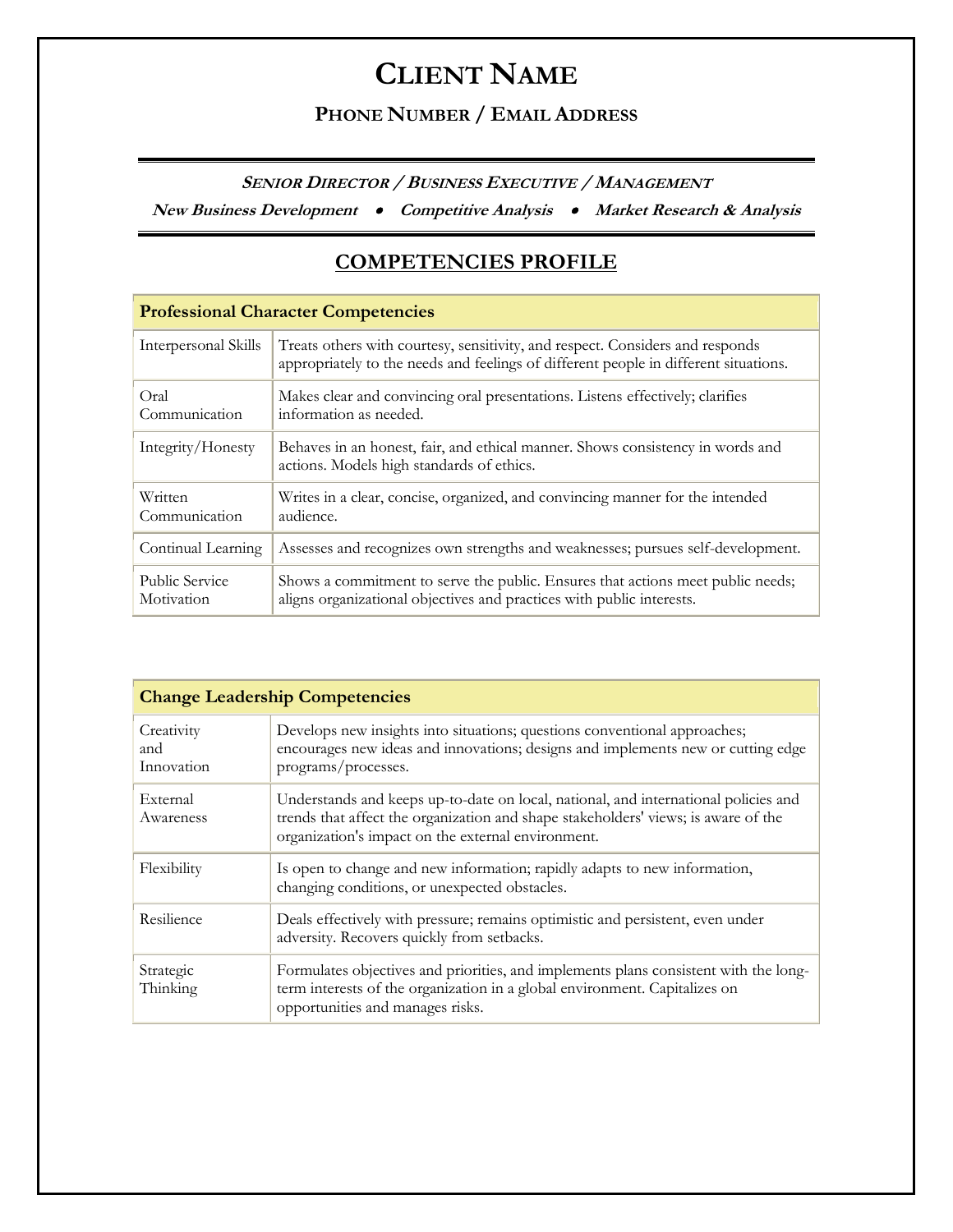# CLIENT NAME

### PHONE NUMBER / EMAIL ADDRESS

---

***SENIOR DIRECTOR / BUSINESS EXECUTIVE / MANAGEMENT***

***New Business Development • Competitive Analysis • Market Research & Analysis***

---

## COMPETENCIES PROFILE

| **Professional Character Competencies** | |
|---|---|
| Interpersonal Skills | Treats others with courtesy, sensitivity, and respect. Considers and responds appropriately to the needs and feelings of different people in different situations. |
| Oral Communication | Makes clear and convincing oral presentations. Listens effectively; clarifies information as needed. |
| Integrity/Honesty | Behaves in an honest, fair, and ethical manner. Shows consistency in words and actions. Models high standards of ethics. |
| Written Communication | Writes in a clear, concise, organized, and convincing manner for the intended audience. |
| Continual Learning | Assesses and recognizes own strengths and weaknesses; pursues self-development. |
| Public Service Motivation | Shows a commitment to serve the public. Ensures that actions meet public needs; aligns organizational objectives and practices with public interests. |

| **Change Leadership Competencies** | |
|---|---|
| Creativity and Innovation | Develops new insights into situations; questions conventional approaches; encourages new ideas and innovations; designs and implements new or cutting edge programs/processes. |
| External Awareness | Understands and keeps up-to-date on local, national, and international policies and trends that affect the organization and shape stakeholders' views; is aware of the organization's impact on the external environment. |
| Flexibility | Is open to change and new information; rapidly adapts to new information, changing conditions, or unexpected obstacles. |
| Resilience | Deals effectively with pressure; remains optimistic and persistent, even under adversity. Recovers quickly from setbacks. |
| Strategic Thinking | Formulates objectives and priorities, and implements plans consistent with the long-term interests of the organization in a global environment. Capitalizes on opportunities and manages risks. |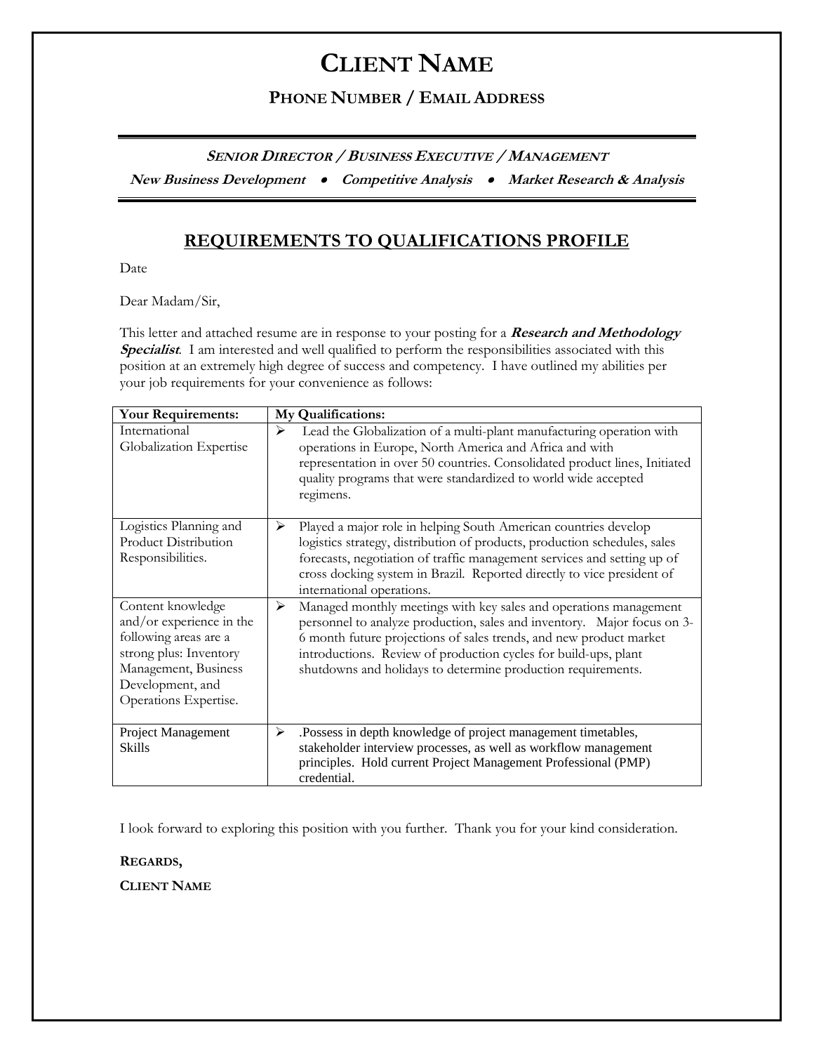# CLIENT NAME

### PHONE NUMBER / EMAIL ADDRESS

***SENIOR DIRECTOR / BUSINESS EXECUTIVE / MANAGEMENT***

***New Business Development • Competitive Analysis • Market Research & Analysis***

## REQUIREMENTS TO QUALIFICATIONS PROFILE

Date

Dear Madam/Sir,

This letter and attached resume are in response to your posting for a ***Research and Methodology Specialist***. I am interested and well qualified to perform the responsibilities associated with this position at an extremely high degree of success and competency. I have outlined my abilities per your job requirements for your convenience as follows:

| Your Requirements: | My Qualifications: |
|---|---|
| International Globalization Expertise | ➢ Lead the Globalization of a multi-plant manufacturing operation with operations in Europe, North America and Africa and with representation in over 50 countries. Consolidated product lines, Initiated quality programs that were standardized to world wide accepted regimens. |
| Logistics Planning and Product Distribution Responsibilities. | ➢ Played a major role in helping South American countries develop logistics strategy, distribution of products, production schedules, sales forecasts, negotiation of traffic management services and setting up of cross docking system in Brazil. Reported directly to vice president of international operations. |
| Content knowledge and/or experience in the following areas are a strong plus: Inventory Management, Business Development, and Operations Expertise. | ➢ Managed monthly meetings with key sales and operations management personnel to analyze production, sales and inventory. Major focus on 3-6 month future projections of sales trends, and new product market introductions. Review of production cycles for build-ups, plant shutdowns and holidays to determine production requirements. |
| Project Management Skills | ➢ .Possess in depth knowledge of project management timetables, stakeholder interview processes, as well as workflow management principles. Hold current Project Management Professional (PMP) credential. |

I look forward to exploring this position with you further. Thank you for your kind consideration.

**REGARDS,**

**CLIENT NAME**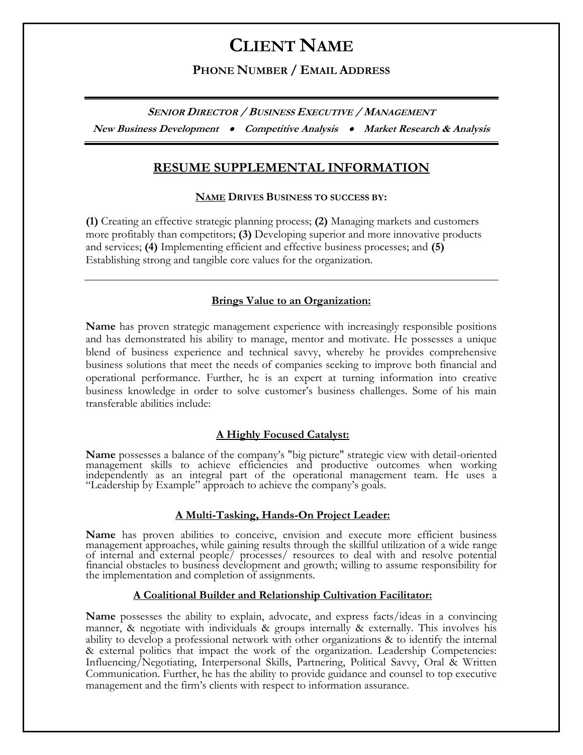# CLIENT NAME

**PHONE NUMBER / EMAIL ADDRESS**

---

***SENIOR DIRECTOR / BUSINESS EXECUTIVE / MANAGEMENT***

***New Business Development • Competitive Analysis • Market Research & Analysis***

---

## RESUME SUPPLEMENTAL INFORMATION

**NAME DRIVES BUSINESS TO SUCCESS BY:**

**(1)** Creating an effective strategic planning process; **(2)** Managing markets and customers more profitably than competitors; **(3)** Developing superior and more innovative products and services; **(4)** Implementing efficient and effective business processes; and **(5)** Establishing strong and tangible core values for the organization.

---

### Brings Value to an Organization:

**Name** has proven strategic management experience with increasingly responsible positions and has demonstrated his ability to manage, mentor and motivate. He possesses a unique blend of business experience and technical savvy, whereby he provides comprehensive business solutions that meet the needs of companies seeking to improve both financial and operational performance. Further, he is an expert at turning information into creative business knowledge in order to solve customer's business challenges. Some of his main transferable abilities include:

### A Highly Focused Catalyst:

**Name** possesses a balance of the company's "big picture" strategic view with detail-oriented management skills to achieve efficiencies and productive outcomes when working independently as an integral part of the operational management team. He uses a "Leadership by Example" approach to achieve the company's goals.

### A Multi-Tasking, Hands-On Project Leader:

**Name** has proven abilities to conceive, envision and execute more efficient business management approaches, while gaining results through the skillful utilization of a wide range of internal and external people/ processes/ resources to deal with and resolve potential financial obstacles to business development and growth; willing to assume responsibility for the implementation and completion of assignments.

### A Coalitional Builder and Relationship Cultivation Facilitator:

**Name** possesses the ability to explain, advocate, and express facts/ideas in a convincing manner, & negotiate with individuals & groups internally & externally. This involves his ability to develop a professional network with other organizations & to identify the internal & external politics that impact the work of the organization. Leadership Competencies: Influencing/Negotiating, Interpersonal Skills, Partnering, Political Savvy, Oral & Written Communication. Further, he has the ability to provide guidance and counsel to top executive management and the firm's clients with respect to information assurance.